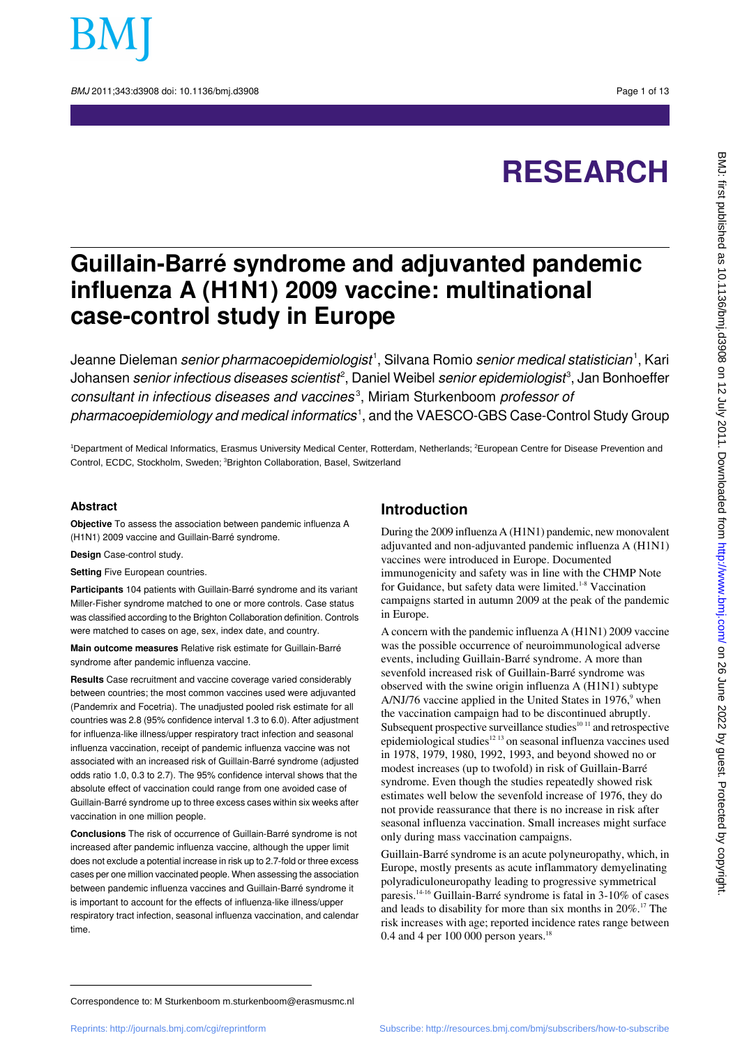# Guillain-Barré syndrome and adjuvanted pandemic influenza A (H1N1) 2009 vaccine: multinational case-control study in Europe

Jeanne Dieleman *senior pharmacoepidemiologist*[1], Silvana Romio *senior medical statistician*[1], Kari Johansen *senior infectious diseases scientist*[2], Daniel Weibel *senior epidemiologist*[3], Jan Bonhoeffer *consultant in infectious diseases and vaccines*[3], Miriam Sturkenboom *professor of pharmacoepidemiology and medical informatics*[1], and the VAESCO-GBS Case-Control Study Group

[1]Department of Medical Informatics, Erasmus University Medical Center, Rotterdam, Netherlands; [2]European Centre for Disease Prevention and Control, ECDC, Stockholm, Sweden; [3]Brighton Collaboration, Basel, Switzerland

## Abstract

**Objective** To assess the association between pandemic influenza A (H1N1) 2009 vaccine and Guillain-Barré syndrome.

**Design** Case-control study.

**Setting** Five European countries.

**Participants** 104 patients with Guillain-Barré syndrome and its variant Miller-Fisher syndrome matched to one or more controls. Case status was classified according to the Brighton Collaboration definition. Controls were matched to cases on age, sex, index date, and country.

**Main outcome measures** Relative risk estimate for Guillain-Barré syndrome after pandemic influenza vaccine.

**Results** Case recruitment and vaccine coverage varied considerably between countries; the most common vaccines used were adjuvanted (Pandemrix and Focetria). The unadjusted pooled risk estimate for all countries was 2.8 (95% confidence interval 1.3 to 6.0). After adjustment for influenza-like illness/upper respiratory tract infection and seasonal influenza vaccination, receipt of pandemic influenza vaccine was not associated with an increased risk of Guillain-Barré syndrome (adjusted odds ratio 1.0, 0.3 to 2.7). The 95% confidence interval shows that the absolute effect of vaccination could range from one avoided case of Guillain-Barré syndrome up to three excess cases within six weeks after vaccination in one million people.

**Conclusions** The risk of occurrence of Guillain-Barré syndrome is not increased after pandemic influenza vaccine, although the upper limit does not exclude a potential increase in risk up to 2.7-fold or three excess cases per one million vaccinated people. When assessing the association between pandemic influenza vaccines and Guillain-Barré syndrome it is important to account for the effects of influenza-like illness/upper respiratory tract infection, seasonal influenza vaccination, and calendar time.

## Introduction

During the 2009 influenza A (H1N1) pandemic, new monovalent adjuvanted and non-adjuvanted pandemic influenza A (H1N1) vaccines were introduced in Europe. Documented immunogenicity and safety was in line with the CHMP Note for Guidance, but safety data were limited.[1-8] Vaccination campaigns started in autumn 2009 at the peak of the pandemic in Europe.

A concern with the pandemic influenza A (H1N1) 2009 vaccine was the possible occurrence of neuroimmunological adverse events, including Guillain-Barré syndrome. A more than sevenfold increased risk of Guillain-Barré syndrome was observed with the swine origin influenza A (H1N1) subtype A/NJ/76 vaccine applied in the United States in 1976,[9] when the vaccination campaign had to be discontinued abruptly. Subsequent prospective surveillance studies[10 11] and retrospective epidemiological studies[12 13] on seasonal influenza vaccines used in 1978, 1979, 1980, 1992, 1993, and beyond showed no or modest increases (up to twofold) in risk of Guillain-Barré syndrome. Even though the studies repeatedly showed risk estimates well below the sevenfold increase of 1976, they do not provide reassurance that there is no increase in risk after seasonal influenza vaccination. Small increases might surface only during mass vaccination campaigns.

Guillain-Barré syndrome is an acute polyneuropathy, which, in Europe, mostly presents as acute inflammatory demyelinating polyradiculoneuropathy leading to progressive symmetrical paresis.[14-16] Guillain-Barré syndrome is fatal in 3-10% of cases and leads to disability for more than six months in 20%.[17] The risk increases with age; reported incidence rates range between 0.4 and 4 per 100 000 person years.[18]

Correspondence to: M Sturkenboom m.sturkenboom@erasmusmc.nl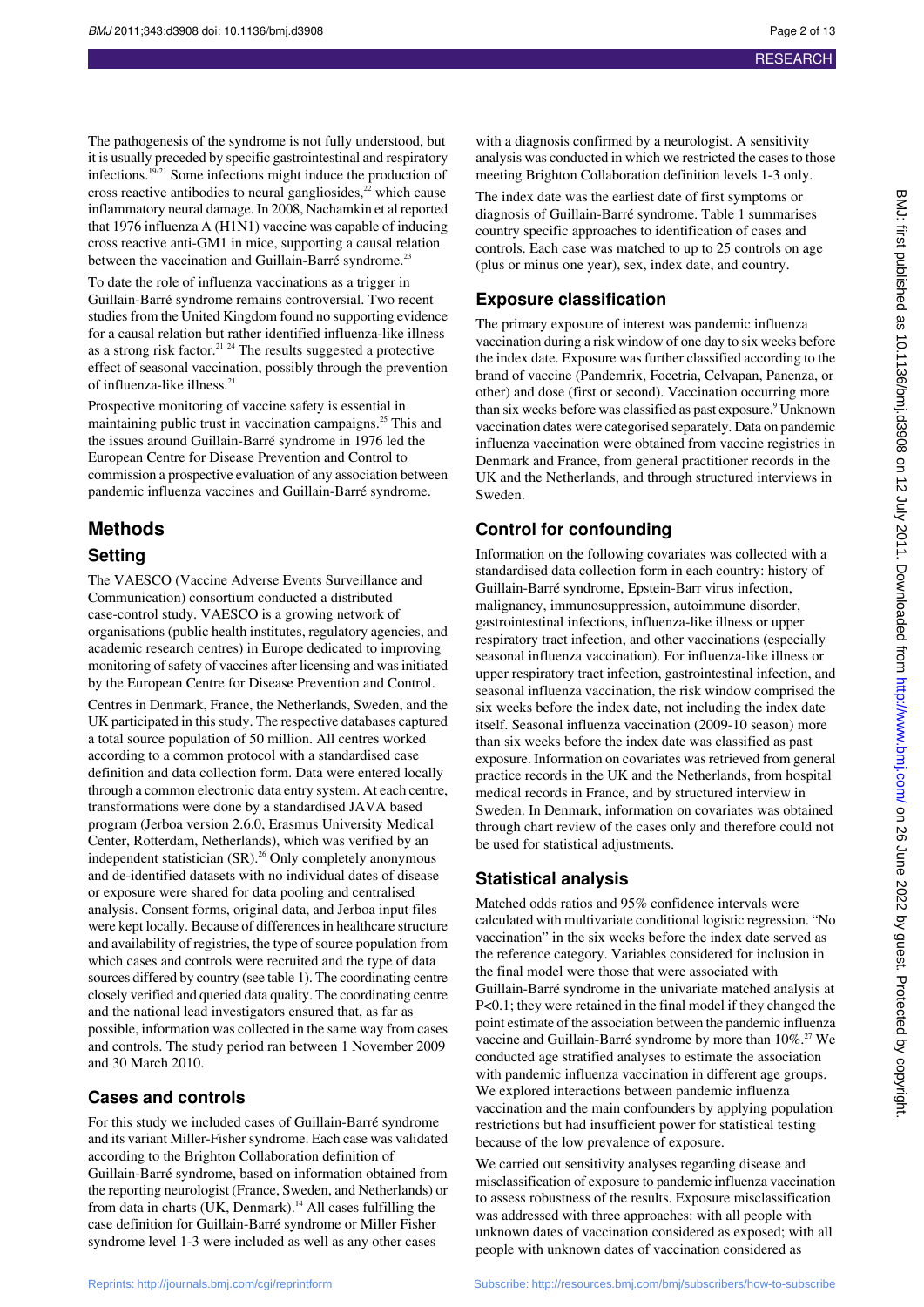The pathogenesis of the syndrome is not fully understood, but it is usually preceded by specific gastrointestinal and respiratory infections.[19-21] Some infections might induce the production of cross reactive antibodies to neural gangliosides,[22] which cause inflammatory neural damage. In 2008, Nachamkin et al reported that 1976 influenza A (H1N1) vaccine was capable of inducing cross reactive anti-GM1 in mice, supporting a causal relation between the vaccination and Guillain-Barré syndrome.[23]

To date the role of influenza vaccinations as a trigger in Guillain-Barré syndrome remains controversial. Two recent studies from the United Kingdom found no supporting evidence for a causal relation but rather identified influenza-like illness as a strong risk factor.[21 24] The results suggested a protective effect of seasonal vaccination, possibly through the prevention of influenza-like illness.[21]

Prospective monitoring of vaccine safety is essential in maintaining public trust in vaccination campaigns.[25] This and the issues around Guillain-Barré syndrome in 1976 led the European Centre for Disease Prevention and Control to commission a prospective evaluation of any association between pandemic influenza vaccines and Guillain-Barré syndrome.

## Methods

### Setting

The VAESCO (Vaccine Adverse Events Surveillance and Communication) consortium conducted a distributed case-control study. VAESCO is a growing network of organisations (public health institutes, regulatory agencies, and academic research centres) in Europe dedicated to improving monitoring of safety of vaccines after licensing and was initiated by the European Centre for Disease Prevention and Control.

Centres in Denmark, France, the Netherlands, Sweden, and the UK participated in this study. The respective databases captured a total source population of 50 million. All centres worked according to a common protocol with a standardised case definition and data collection form. Data were entered locally through a common electronic data entry system. At each centre, transformations were done by a standardised JAVA based program (Jerboa version 2.6.0, Erasmus University Medical Center, Rotterdam, Netherlands), which was verified by an independent statistician (SR).[26] Only completely anonymous and de-identified datasets with no individual dates of disease or exposure were shared for data pooling and centralised analysis. Consent forms, original data, and Jerboa input files were kept locally. Because of differences in healthcare structure and availability of registries, the type of source population from which cases and controls were recruited and the type of data sources differed by country (see table 1). The coordinating centre closely verified and queried data quality. The coordinating centre and the national lead investigators ensured that, as far as possible, information was collected in the same way from cases and controls. The study period ran between 1 November 2009 and 30 March 2010.

### Cases and controls

For this study we included cases of Guillain-Barré syndrome and its variant Miller-Fisher syndrome. Each case was validated according to the Brighton Collaboration definition of Guillain-Barré syndrome, based on information obtained from the reporting neurologist (France, Sweden, and Netherlands) or from data in charts (UK, Denmark).[14] All cases fulfilling the case definition for Guillain-Barré syndrome or Miller Fisher syndrome level 1-3 were included as well as any other cases with a diagnosis confirmed by a neurologist. A sensitivity analysis was conducted in which we restricted the cases to those meeting Brighton Collaboration definition levels 1-3 only.

The index date was the earliest date of first symptoms or diagnosis of Guillain-Barré syndrome. Table 1 summarises country specific approaches to identification of cases and controls. Each case was matched to up to 25 controls on age (plus or minus one year), sex, index date, and country.

### Exposure classification

The primary exposure of interest was pandemic influenza vaccination during a risk window of one day to six weeks before the index date. Exposure was further classified according to the brand of vaccine (Pandemrix, Focetria, Celvapan, Panenza, or other) and dose (first or second). Vaccination occurring more than six weeks before was classified as past exposure.[9] Unknown vaccination dates were categorised separately. Data on pandemic influenza vaccination were obtained from vaccine registries in Denmark and France, from general practitioner records in the UK and the Netherlands, and through structured interviews in Sweden.

### Control for confounding

Information on the following covariates was collected with a standardised data collection form in each country: history of Guillain-Barré syndrome, Epstein-Barr virus infection, malignancy, immunosuppression, autoimmune disorder, gastrointestinal infections, influenza-like illness or upper respiratory tract infection, and other vaccinations (especially seasonal influenza vaccination). For influenza-like illness or upper respiratory tract infection, gastrointestinal infection, and seasonal influenza vaccination, the risk window comprised the six weeks before the index date, not including the index date itself. Seasonal influenza vaccination (2009-10 season) more than six weeks before the index date was classified as past exposure. Information on covariates was retrieved from general practice records in the UK and the Netherlands, from hospital medical records in France, and by structured interview in Sweden. In Denmark, information on covariates was obtained through chart review of the cases only and therefore could not be used for statistical adjustments.

### Statistical analysis

Matched odds ratios and 95% confidence intervals were calculated with multivariate conditional logistic regression. "No vaccination" in the six weeks before the index date served as the reference category. Variables considered for inclusion in the final model were those that were associated with Guillain-Barré syndrome in the univariate matched analysis at $P<0.1$; they were retained in the final model if they changed the point estimate of the association between the pandemic influenza vaccine and Guillain-Barré syndrome by more than 10%.[27] We conducted age stratified analyses to estimate the association with pandemic influenza vaccination in different age groups. We explored interactions between pandemic influenza vaccination and the main confounders by applying population restrictions but had insufficient power for statistical testing because of the low prevalence of exposure.

We carried out sensitivity analyses regarding disease and misclassification of exposure to pandemic influenza vaccination to assess robustness of the results. Exposure misclassification was addressed with three approaches: with all people with unknown dates of vaccination considered as exposed; with all people with unknown dates of vaccination considered as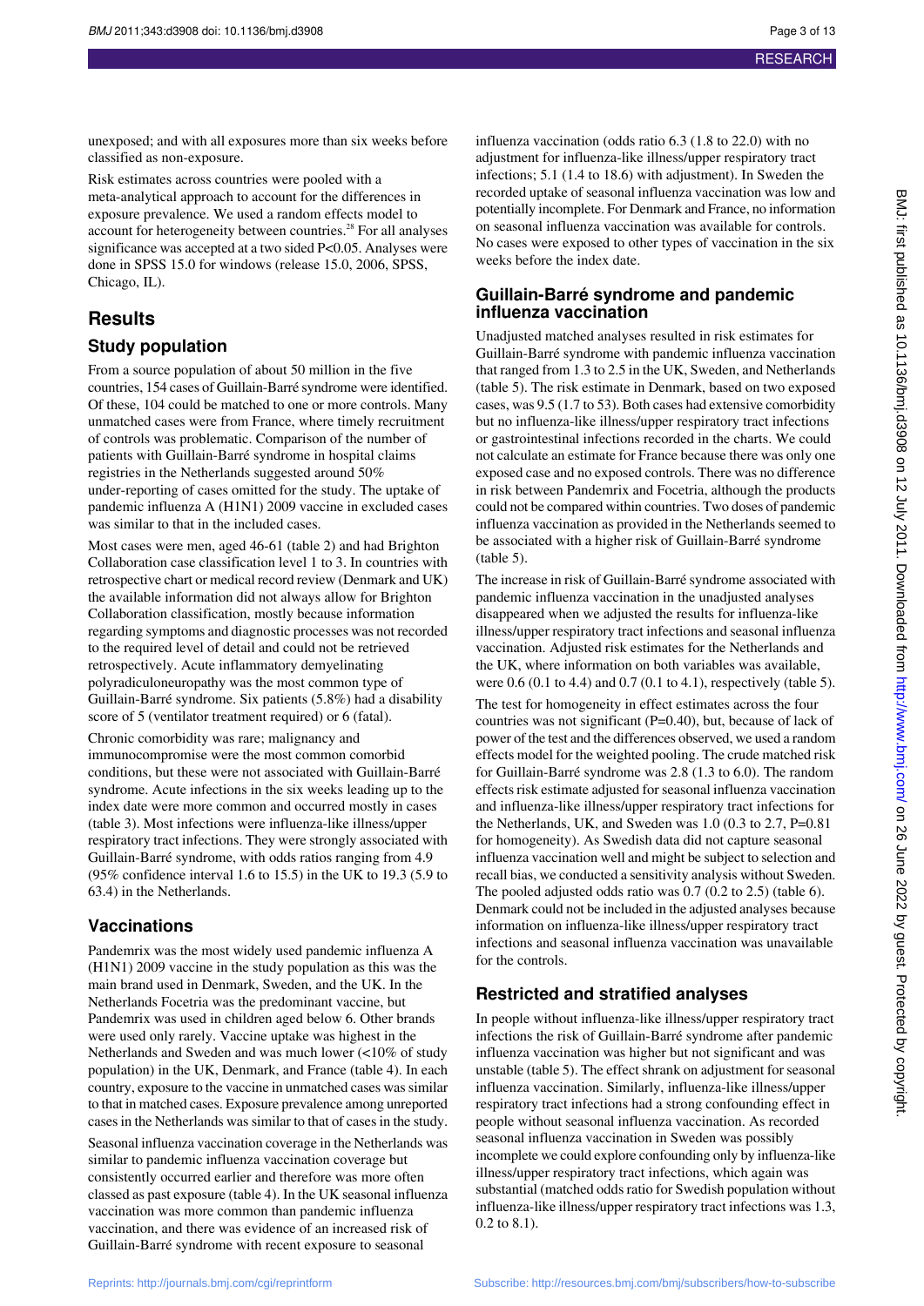unexposed; and with all exposures more than six weeks before classified as non-exposure.

Risk estimates across countries were pooled with a meta-analytical approach to account for the differences in exposure prevalence. We used a random effects model to account for heterogeneity between countries.[28] For all analyses significance was accepted at a two sided P<0.05. Analyses were done in SPSS 15.0 for windows (release 15.0, 2006, SPSS, Chicago, IL).

# Results

## Study population

From a source population of about 50 million in the five countries, 154 cases of Guillain-Barré syndrome were identified. Of these, 104 could be matched to one or more controls. Many unmatched cases were from France, where timely recruitment of controls was problematic. Comparison of the number of patients with Guillain-Barré syndrome in hospital claims registries in the Netherlands suggested around 50% under-reporting of cases omitted for the study. The uptake of pandemic influenza A (H1N1) 2009 vaccine in excluded cases was similar to that in the included cases.

Most cases were men, aged 46-61 (table 2) and had Brighton Collaboration case classification level 1 to 3. In countries with retrospective chart or medical record review (Denmark and UK) the available information did not always allow for Brighton Collaboration classification, mostly because information regarding symptoms and diagnostic processes was not recorded to the required level of detail and could not be retrieved retrospectively. Acute inflammatory demyelinating polyradiculoneuropathy was the most common type of Guillain-Barré syndrome. Six patients (5.8%) had a disability score of 5 (ventilator treatment required) or 6 (fatal).

Chronic comorbidity was rare; malignancy and immunocompromise were the most common comorbid conditions, but these were not associated with Guillain-Barré syndrome. Acute infections in the six weeks leading up to the index date were more common and occurred mostly in cases (table 3). Most infections were influenza-like illness/upper respiratory tract infections. They were strongly associated with Guillain-Barré syndrome, with odds ratios ranging from 4.9 (95% confidence interval 1.6 to 15.5) in the UK to 19.3 (5.9 to 63.4) in the Netherlands.

## Vaccinations

Pandemrix was the most widely used pandemic influenza A (H1N1) 2009 vaccine in the study population as this was the main brand used in Denmark, Sweden, and the UK. In the Netherlands Focetria was the predominant vaccine, but Pandemrix was used in children aged below 6. Other brands were used only rarely. Vaccine uptake was highest in the Netherlands and Sweden and was much lower (<10% of study population) in the UK, Denmark, and France (table 4). In each country, exposure to the vaccine in unmatched cases was similar to that in matched cases. Exposure prevalence among unreported cases in the Netherlands was similar to that of cases in the study.

Seasonal influenza vaccination coverage in the Netherlands was similar to pandemic influenza vaccination coverage but consistently occurred earlier and therefore was more often classed as past exposure (table 4). In the UK seasonal influenza vaccination was more common than pandemic influenza vaccination, and there was evidence of an increased risk of Guillain-Barré syndrome with recent exposure to seasonal influenza vaccination (odds ratio 6.3 (1.8 to 22.0) with no adjustment for influenza-like illness/upper respiratory tract infections; 5.1 (1.4 to 18.6) with adjustment). In Sweden the recorded uptake of seasonal influenza vaccination was low and potentially incomplete. For Denmark and France, no information on seasonal influenza vaccination was available for controls. No cases were exposed to other types of vaccination in the six weeks before the index date.

## Guillain-Barré syndrome and pandemic influenza vaccination

Unadjusted matched analyses resulted in risk estimates for Guillain-Barré syndrome with pandemic influenza vaccination that ranged from 1.3 to 2.5 in the UK, Sweden, and Netherlands (table 5). The risk estimate in Denmark, based on two exposed cases, was 9.5 (1.7 to 53). Both cases had extensive comorbidity but no influenza-like illness/upper respiratory tract infections or gastrointestinal infections recorded in the charts. We could not calculate an estimate for France because there was only one exposed case and no exposed controls. There was no difference in risk between Pandemrix and Focetria, although the products could not be compared within countries. Two doses of pandemic influenza vaccination as provided in the Netherlands seemed to be associated with a higher risk of Guillain-Barré syndrome (table 5).

The increase in risk of Guillain-Barré syndrome associated with pandemic influenza vaccination in the unadjusted analyses disappeared when we adjusted the results for influenza-like illness/upper respiratory tract infections and seasonal influenza vaccination. Adjusted risk estimates for the Netherlands and the UK, where information on both variables was available, were 0.6 (0.1 to 4.4) and 0.7 (0.1 to 4.1), respectively (table 5).

The test for homogeneity in effect estimates across the four countries was not significant (P=0.40), but, because of lack of power of the test and the differences observed, we used a random effects model for the weighted pooling. The crude matched risk for Guillain-Barré syndrome was 2.8 (1.3 to 6.0). The random effects risk estimate adjusted for seasonal influenza vaccination and influenza-like illness/upper respiratory tract infections for the Netherlands, UK, and Sweden was 1.0 (0.3 to 2.7, P=0.81 for homogeneity). As Swedish data did not capture seasonal influenza vaccination well and might be subject to selection and recall bias, we conducted a sensitivity analysis without Sweden. The pooled adjusted odds ratio was 0.7 (0.2 to 2.5) (table 6). Denmark could not be included in the adjusted analyses because information on influenza-like illness/upper respiratory tract infections and seasonal influenza vaccination was unavailable for the controls.

## Restricted and stratified analyses

In people without influenza-like illness/upper respiratory tract infections the risk of Guillain-Barré syndrome after pandemic influenza vaccination was higher but not significant and was unstable (table 5). The effect shrank on adjustment for seasonal influenza vaccination. Similarly, influenza-like illness/upper respiratory tract infections had a strong confounding effect in people without seasonal influenza vaccination. As recorded seasonal influenza vaccination in Sweden was possibly incomplete we could explore confounding only by influenza-like illness/upper respiratory tract infections, which again was substantial (matched odds ratio for Swedish population without influenza-like illness/upper respiratory tract infections was 1.3, 0.2 to 8.1).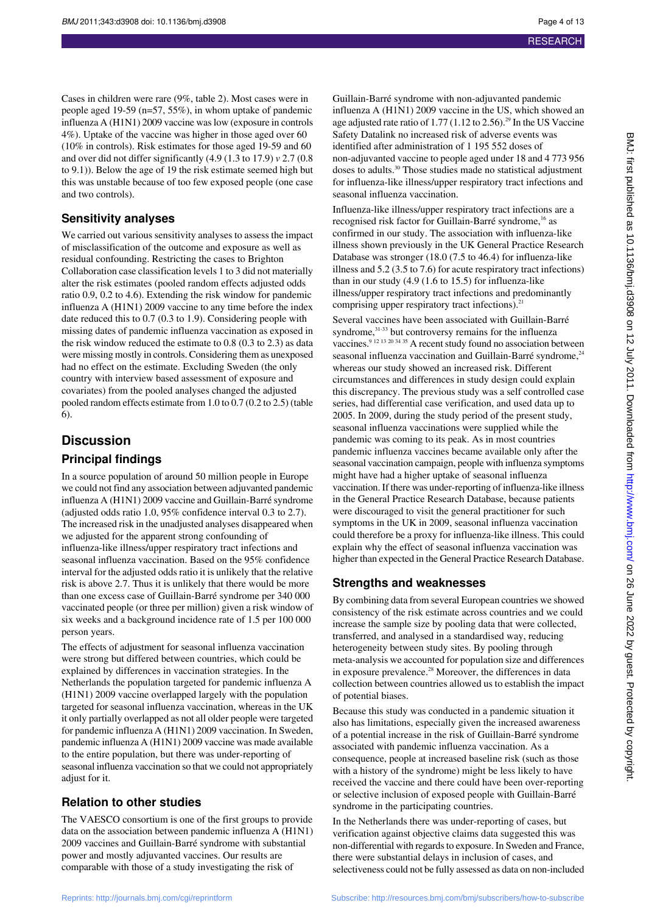Cases in children were rare (9%, table 2). Most cases were in people aged 19-59 (n=57, 55%), in whom uptake of pandemic influenza A (H1N1) 2009 vaccine was low (exposure in controls 4%). Uptake of the vaccine was higher in those aged over 60 (10% in controls). Risk estimates for those aged 19-59 and 60 and over did not differ significantly (4.9 (1.3 to 17.9) *v* 2.7 (0.8 to 9.1)). Below the age of 19 the risk estimate seemed high but this was unstable because of too few exposed people (one case and two controls).

### Sensitivity analyses

We carried out various sensitivity analyses to assess the impact of misclassification of the outcome and exposure as well as residual confounding. Restricting the cases to Brighton Collaboration case classification levels 1 to 3 did not materially alter the risk estimates (pooled random effects adjusted odds ratio 0.9, 0.2 to 4.6). Extending the risk window for pandemic influenza A (H1N1) 2009 vaccine to any time before the index date reduced this to 0.7 (0.3 to 1.9). Considering people with missing dates of pandemic influenza vaccination as exposed in the risk window reduced the estimate to 0.8 (0.3 to 2.3) as data were missing mostly in controls. Considering them as unexposed had no effect on the estimate. Excluding Sweden (the only country with interview based assessment of exposure and covariates) from the pooled analyses changed the adjusted pooled random effects estimate from 1.0 to 0.7 (0.2 to 2.5) (table 6).

## Discussion

### Principal findings

In a source population of around 50 million people in Europe we could not find any association between adjuvanted pandemic influenza A (H1N1) 2009 vaccine and Guillain-Barré syndrome (adjusted odds ratio 1.0, 95% confidence interval 0.3 to 2.7). The increased risk in the unadjusted analyses disappeared when we adjusted for the apparent strong confounding of influenza-like illness/upper respiratory tract infections and seasonal influenza vaccination. Based on the 95% confidence interval for the adjusted odds ratio it is unlikely that the relative risk is above 2.7. Thus it is unlikely that there would be more than one excess case of Guillain-Barré syndrome per 340 000 vaccinated people (or three per million) given a risk window of six weeks and a background incidence rate of 1.5 per 100 000 person years.

The effects of adjustment for seasonal influenza vaccination were strong but differed between countries, which could be explained by differences in vaccination strategies. In the Netherlands the population targeted for pandemic influenza A (H1N1) 2009 vaccine overlapped largely with the population targeted for seasonal influenza vaccination, whereas in the UK it only partially overlapped as not all older people were targeted for pandemic influenza A (H1N1) 2009 vaccination. In Sweden, pandemic influenza A (H1N1) 2009 vaccine was made available to the entire population, but there was under-reporting of seasonal influenza vaccination so that we could not appropriately adjust for it.

### Relation to other studies

The VAESCO consortium is one of the first groups to provide data on the association between pandemic influenza A (H1N1) 2009 vaccines and Guillain-Barré syndrome with substantial power and mostly adjuvanted vaccines. Our results are comparable with those of a study investigating the risk of Guillain-Barré syndrome with non-adjuvanted pandemic influenza A (H1N1) 2009 vaccine in the US, which showed an age adjusted rate ratio of 1.77 (1.12 to 2.56).[29] In the US Vaccine Safety Datalink no increased risk of adverse events was identified after administration of 1 195 552 doses of non-adjuvanted vaccine to people aged under 18 and 4 773 956 doses to adults.[30] Those studies made no statistical adjustment for influenza-like illness/upper respiratory tract infections and seasonal influenza vaccination.

Influenza-like illness/upper respiratory tract infections are a recognised risk factor for Guillain-Barré syndrome,[16] as confirmed in our study. The association with influenza-like illness shown previously in the UK General Practice Research Database was stronger (18.0 (7.5 to 46.4) for influenza-like illness and 5.2 (3.5 to 7.6) for acute respiratory tract infections) than in our study (4.9 (1.6 to 15.5) for influenza-like illness/upper respiratory tract infections and predominantly comprising upper respiratory tract infections).[21]

Several vaccines have been associated with Guillain-Barré syndrome,[31-33] but controversy remains for the influenza vaccines.[9 12 13 20 34 35] A recent study found no association between seasonal influenza vaccination and Guillain-Barré syndrome,[24] whereas our study showed an increased risk. Different circumstances and differences in study design could explain this discrepancy. The previous study was a self controlled case series, had differential case verification, and used data up to 2005. In 2009, during the study period of the present study, seasonal influenza vaccinations were supplied while the pandemic was coming to its peak. As in most countries pandemic influenza vaccines became available only after the seasonal vaccination campaign, people with influenza symptoms might have had a higher uptake of seasonal influenza vaccination. If there was under-reporting of influenza-like illness in the General Practice Research Database, because patients were discouraged to visit the general practitioner for such symptoms in the UK in 2009, seasonal influenza vaccination could therefore be a proxy for influenza-like illness. This could explain why the effect of seasonal influenza vaccination was higher than expected in the General Practice Research Database.

### Strengths and weaknesses

By combining data from several European countries we showed consistency of the risk estimate across countries and we could increase the sample size by pooling data that were collected, transferred, and analysed in a standardised way, reducing heterogeneity between study sites. By pooling through meta-analysis we accounted for population size and differences in exposure prevalence.[28] Moreover, the differences in data collection between countries allowed us to establish the impact of potential biases.

Because this study was conducted in a pandemic situation it also has limitations, especially given the increased awareness of a potential increase in the risk of Guillain-Barré syndrome associated with pandemic influenza vaccination. As a consequence, people at increased baseline risk (such as those with a history of the syndrome) might be less likely to have received the vaccine and there could have been over-reporting or selective inclusion of exposed people with Guillain-Barré syndrome in the participating countries.

In the Netherlands there was under-reporting of cases, but verification against objective claims data suggested this was non-differential with regards to exposure. In Sweden and France, there were substantial delays in inclusion of cases, and selectiveness could not be fully assessed as data on non-included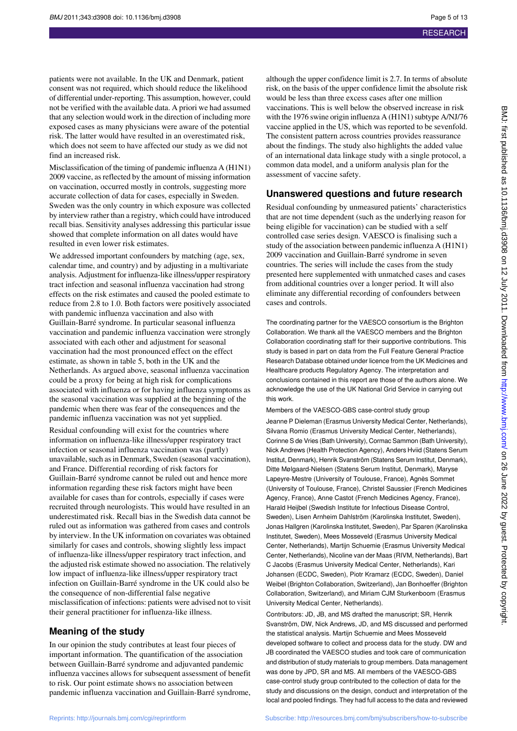patients were not available. In the UK and Denmark, patient consent was not required, which should reduce the likelihood of differential under-reporting. This assumption, however, could not be verified with the available data. A priori we had assumed that any selection would work in the direction of including more exposed cases as many physicians were aware of the potential risk. The latter would have resulted in an overestimated risk, which does not seem to have affected our study as we did not find an increased risk.

Misclassification of the timing of pandemic influenza A (H1N1) 2009 vaccine, as reflected by the amount of missing information on vaccination, occurred mostly in controls, suggesting more accurate collection of data for cases, especially in Sweden. Sweden was the only country in which exposure was collected by interview rather than a registry, which could have introduced recall bias. Sensitivity analyses addressing this particular issue showed that complete information on all dates would have resulted in even lower risk estimates.

We addressed important confounders by matching (age, sex, calendar time, and country) and by adjusting in a multivariate analysis. Adjustment for influenza-like illness/upper respiratory tract infection and seasonal influenza vaccination had strong effects on the risk estimates and caused the pooled estimate to reduce from 2.8 to 1.0. Both factors were positively associated with pandemic influenza vaccination and also with Guillain-Barré syndrome. In particular seasonal influenza vaccination and pandemic influenza vaccination were strongly associated with each other and adjustment for seasonal vaccination had the most pronounced effect on the effect estimate, as shown in table 5, both in the UK and the Netherlands. As argued above, seasonal influenza vaccination could be a proxy for being at high risk for complications associated with influenza or for having influenza symptoms as the seasonal vaccination was supplied at the beginning of the pandemic when there was fear of the consequences and the pandemic influenza vaccination was not yet supplied.

Residual confounding will exist for the countries where information on influenza-like illness/upper respiratory tract infection or seasonal influenza vaccination was (partly) unavailable, such as in Denmark, Sweden (seasonal vaccination), and France. Differential recording of risk factors for Guillain-Barré syndrome cannot be ruled out and hence more information regarding these risk factors might have been available for cases than for controls, especially if cases were recruited through neurologists. This would have resulted in an underestimated risk. Recall bias in the Swedish data cannot be ruled out as information was gathered from cases and controls by interview. In the UK information on covariates was obtained similarly for cases and controls, showing slightly less impact of influenza-like illness/upper respiratory tract infection, and the adjusted risk estimate showed no association. The relatively low impact of influenza-like illness/upper respiratory tract infection on Guillain-Barré syndrome in the UK could also be the consequence of non-differential false negative misclassification of infections: patients were advised not to visit their general practitioner for influenza-like illness.

## Meaning of the study

In our opinion the study contributes at least four pieces of important information. The quantification of the association between Guillain-Barré syndrome and adjuvanted pandemic influenza vaccines allows for subsequent assessment of benefit to risk. Our point estimate shows no association between pandemic influenza vaccination and Guillain-Barré syndrome, although the upper confidence limit is 2.7. In terms of absolute risk, on the basis of the upper confidence limit the absolute risk would be less than three excess cases after one million vaccinations. This is well below the observed increase in risk with the 1976 swine origin influenza A (H1N1) subtype A/NJ/76 vaccine applied in the US, which was reported to be sevenfold. The consistent pattern across countries provides reassurance about the findings. The study also highlights the added value of an international data linkage study with a single protocol, a common data model, and a uniform analysis plan for the assessment of vaccine safety.

## Unanswered questions and future research

Residual confounding by unmeasured patients' characteristics that are not time dependent (such as the underlying reason for being eligible for vaccination) can be studied with a self controlled case series design. VAESCO is finalising such a study of the association between pandemic influenza A (H1N1) 2009 vaccination and Guillain-Barré syndrome in seven countries. The series will include the cases from the study presented here supplemented with unmatched cases and cases from additional countries over a longer period. It will also eliminate any differential recording of confounders between cases and controls.

The coordinating partner for the VAESCO consortium is the Brighton Collaboration. We thank all the VAESCO members and the Brighton Collaboration coordinating staff for their supportive contributions. This study is based in part on data from the Full Feature General Practice Research Database obtained under licence from the UK Medicines and Healthcare products Regulatory Agency. The interpretation and conclusions contained in this report are those of the authors alone. We acknowledge the use of the UK National Grid Service in carrying out this work.

Members of the VAESCO-GBS case-control study group

Jeanne P Dieleman (Erasmus University Medical Center, Netherlands), Silvana Romio (Erasmus University Medical Center, Netherlands), Corinne S de Vries (Bath University), Cormac Sammon (Bath University), Nick Andrews (Health Protection Agency), Anders Hviid (Statens Serum Institut, Denmark), Henrik Svanström (Statens Serum Institut, Denmark), Ditte Mølgaard-Nielsen (Statens Serum Institut, Denmark), Maryse Lapeyre-Mestre (University of Toulouse, France), Agnès Sommet (University of Toulouse, France), Christel Saussier (French Medicines Agency, France), Anne Castot (French Medicines Agency, France), Harald Heijbel (Swedish Institute for Infectious Disease Control, Sweden), Lisen Arnheim Dahlström (Karolinska Institutet, Sweden), Jonas Hallgren (Karolinska Institutet, Sweden), Par Sparen (Karolinska Institutet, Sweden), Mees Mosseveld (Erasmus University Medical Center, Netherlands), Martijn Schuemie (Erasmus University Medical Center, Netherlands), Nicoline van der Maas (RIVM, Netherlands), Bart C Jacobs (Erasmus University Medical Center, Netherlands), Kari Johansen (ECDC, Sweden), Piotr Kramarz (ECDC, Sweden), Daniel Weibel (Brighton Collaboration, Switzerland), Jan Bonhoeffer (Brighton Collaboration, Switzerland), and Miriam CJM Sturkenboom (Erasmus University Medical Center, Netherlands).

Contributors: JD, JB, and MS drafted the manuscript; SR, Henrik Svanström, DW, Nick Andrews, JD, and MS discussed and performed the statistical analysis. Martijn Schuemie and Mees Mosseveld developed software to collect and process data for the study. DW and JB coordinated the VAESCO studies and took care of communication and distribution of study materials to group members. Data management was done by JPD, SR and MS. All members of the VAESCO-GBS case-control study group contributed to the collection of data for the study and discussions on the design, conduct and interpretation of the local and pooled findings. They had full access to the data and reviewed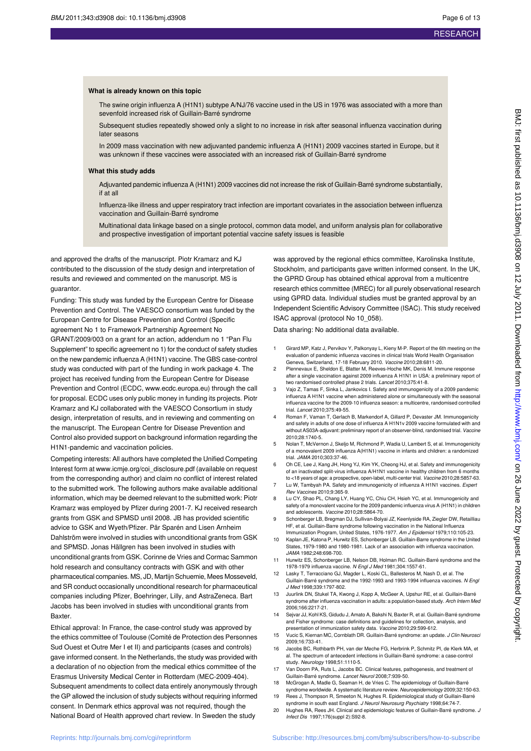### What is already known on this topic

The swine origin influenza A (H1N1) subtype A/NJ/76 vaccine used in the US in 1976 was associated with a more than sevenfold increased risk of Guillain-Barré syndrome

Subsequent studies repeatedly showed only a slight to no increase in risk after seasonal influenza vaccination during later seasons

In 2009 mass vaccination with new adjuvanted pandemic influenza A (H1N1) 2009 vaccines started in Europe, but it was unknown if these vaccines were associated with an increased risk of Guillain-Barré syndrome

### What this study adds

Adjuvanted pandemic influenza A (H1N1) 2009 vaccines did not increase the risk of Guillain-Barré syndrome substantially, if at all

Influenza-like illness and upper respiratory tract infection are important covariates in the association between influenza vaccination and Guillain-Barré syndrome

Multinational data linkage based on a single protocol, common data model, and uniform analysis plan for collaborative and prospective investigation of important potential vaccine safety issues is feasible

and approved the drafts of the manuscript. Piotr Kramarz and KJ contributed to the discussion of the study design and interpretation of results and reviewed and commented on the manuscript. MS is guarantor.

Funding: This study was funded by the European Centre for Disease Prevention and Control. The VAESCO consortium was funded by the European Centre for Disease Prevention and Control (Specific agreement No 1 to Framework Partnership Agreement No GRANT/2009/003 on a grant for an action, addendum no 1 "Pan Flu Supplement" to specific agreement no 1) for the conduct of safety studies on the new pandemic influenza A (H1N1) vaccine. The GBS case-control study was conducted with part of the funding in work package 4. The project has received funding from the European Centre for Disease Prevention and Control (ECDC, www.ecdc.europa.eu) through the call for proposal. ECDC uses only public money in funding its projects. Piotr Kramarz and KJ collaborated with the VAESCO Consortium in study design, interpretation of results, and in reviewing and commenting on the manuscript. The European Centre for Disease Prevention and Control also provided support on background information regarding the H1N1-pandemic and vaccination policies.

Competing interests: All authors have completed the Unified Competing Interest form at www.icmje.org/coi_disclosure.pdf (available on request from the corresponding author) and claim no conflict of interest related to the submitted work. The following authors make available additional information, which may be deemed relevant to the submitted work: Piotr Kramarz was employed by Pfizer during 2001-7. KJ received research grants from GSK and SPMSD until 2008. JB has provided scientific advice to GSK and Wyeth/Pfizer. Pär Sparén and Lisen Arnheim Dahlström were involved in studies with unconditional grants from GSK and SPMSD. Jonas Hällgren has been involved in studies with unconditional grants from GSK. Corinne de Vries and Cormac Sammon hold research and consultancy contracts with GSK and with other pharmaceutical companies. MS, JD, Martijn Schuemie, Mees Mosseveld, and SR conduct occasionally unconditional research for pharmaceutical companies including Pfizer, Boehringer, Lilly, and AstraZeneca. Bart Jacobs has been involved in studies with unconditional grants from Baxter.

Ethical approval: In France, the case-control study was approved by the ethics committee of Toulouse (Comité de Protection des Personnes Sud Ouest et Outre Mer I et II) and participants (cases and controls) gave informed consent. In the Netherlands, the study was provided with a declaration of no objection from the medical ethics committee of the Erasmus University Medical Center in Rotterdam (MEC-2009-404). Subsequent amendments to collect data entirely anonymously through the GP allowed the inclusion of study subjects without requiring informed consent. In Denmark ethics approval was not required, though the National Board of Health approved chart review. In Sweden the study was approved by the regional ethics committee, Karolinska Institute, Stockholm, and participants gave written informed consent. In the UK, the GPRD Group has obtained ethical approval from a multicentre research ethics committee (MREC) for all purely observational research using GPRD data. Individual studies must be granted approval by an Independent Scientific Advisory Committee (ISAC). This study received ISAC approval (protocol No 10_058).

Data sharing: No additional data available.

1. Girard MP, Katz J, Pervikov Y, Palkonyay L, Kieny M-P. Report of the 6th meeting on the evaluation of pandemic influenza vaccines in clinical trials World Health Organisation Geneva, Switzerland, 17-18 February 2010. *Vaccine* 2010;28:6811-20.
2. Plennevaux E, Sheldon E, Blatter M, Reeves-Hoche MK, Denis M. Immune response after a single vaccination against 2009 influenza A H1N1 in USA: a preliminary report of two randomised controlled phase 2 trials. *Lancet* 2010;375:41-8.
3. Vajo Z, Tamas F, Sinka L, Jankovics I. Safety and immunogenicity of a 2009 pandemic influenza A H1N1 vaccine when administered alone or simultaneously with the seasonal influenza vaccine for the 2009-10 influenza season: a multicentre, randomised controlled trial. *Lancet* 2010;375:49-55.
4. Roman F, Vaman T, Gerlach B, Markendorf A, Gillard P, Devaster JM. Immunogenicity and safety in adults of one dose of influenza A H1N1v 2009 vaccine formulated with and without AS03A-adjuvant: preliminary report of an observer-blind, randomised trial. *Vaccine* 2010;28:1740-5.
5. Nolan T, McVernon J, Skeljo M, Richmond P, Wadia U, Lambert S, et al. Immunogenicity of a monovalent 2009 influenza A(H1N1) vaccine in infants and children: a randomized trial. *JAMA* 2010;303:37-46.
6. Oh CE, Lee J, Kang JH, Hong YJ, Kim YK, Cheong HJ, et al. Safety and immunogenicity of an inactivated split-virus influenza A/H1N1 vaccine in healthy children from 6 months to <18 years of age: a prospective, open-label, multi-center trial. *Vaccine* 2010;28:5857-63.
7. Lu W, Tambyah PA. Safety and immunogenicity of influenza A H1N1 vaccines. *Expert Rev Vaccines* 2010;9:365-9.
8. Lu CY, Shao PL, Chang LY, Huang YC, Chiu CH, Hsieh YC, et al. Immunogenicity and safety of a monovalent vaccine for the 2009 pandemic influenza virus A (H1N1) in children and adolescents. *Vaccine* 2010;28:5864-70.
9. Schonberger LB, Bregman DJ, Sullivan-Bolyai JZ, Keenlyside RA, Ziegler DW, Retailliau HF, et al. Guillain-Barre syndrome following vaccination in the National Influenza Immunization Program, United States, 1976-1977. *Am J Epidemiol* 1979;110:105-23.
10. Kaplan JE, Katona P, Hurwitz ES, Schonberger LB. Guillain-Barre syndrome in the United States, 1979-1980 and 1980-1981. Lack of an association with influenza vaccination. *JAMA* 1982;248:698-700.
11. Hurwitz ES, Schonberger LB, Nelson DB, Holman RC. Guillain-Barré syndrome and the 1978-1979 influenza vaccine. *N Engl J Med* 1981;304:1557-61.
12. Lasky T, Terracciano GJ, Magder L, Koski CL, Ballesteros M, Nash D, et al. The Guillain-Barré syndrome and the 1992-1993 and 1993-1994 influenza vaccines. *N Engl J Med* 1998;339:1797-802.
13. Juurlink DN, Stukel TA, Kwong J, Kopp A, McGeer A, Upshur RE, et al. Guillain-Barré syndrome after influenza vaccination in adults: a population-based study. *Arch Intern Med* 2006;166:2217-21.
14. Sejvar JJ, Kohl KS, Gidudu J, Amato A, Bakshi N, Baxter R, et al. Guillain-Barré syndrome and Fisher syndrome: case definitions and guidelines for collection, analysis, and presentation of immunization safety data. *Vaccine* 2010;29:599-612.
15. Vucic S, Kiernan MC, Cornblath DR. Guillain-Barré syndrome: an update. *J Clin Neurosci* 2009;16:733-41.
16. Jacobs BC, Rothbarth PH, van der Meche FG, Herbrink P, Schmitz PI, de Klerk MA, et al. The spectrum of antecedent infections in Guillain-Barré syndrome: a case-control study. *Neurology* 1998;51:1110-5.
17. Van Doorn PA, Ruts L, Jacobs BC. Clinical features, pathogenesis, and treatment of Guillain-Barré syndrome. *Lancet Neurol* 2008;7:939-50.
18. McGrogan A, Madle G, Seaman H, de Vries C. The epidemiology of Guillain-Barré syndrome worldwide. A systematic literature review. *Neuroepidemiology* 2009;32:150-63.
19. Rees J, Thompson R, Smeeton N, Hughes R. Epidemiological study of Guillain-Barré syndrome in south east England. *J Neurol Neurosurg Psychiatry* 1998;64:74-7.
20. Hughes RA, Rees JH. Clinical and epidemiologic features of Guillain-Barré syndrome. *J Infect Dis* 1997;176(suppl 2):S92-8.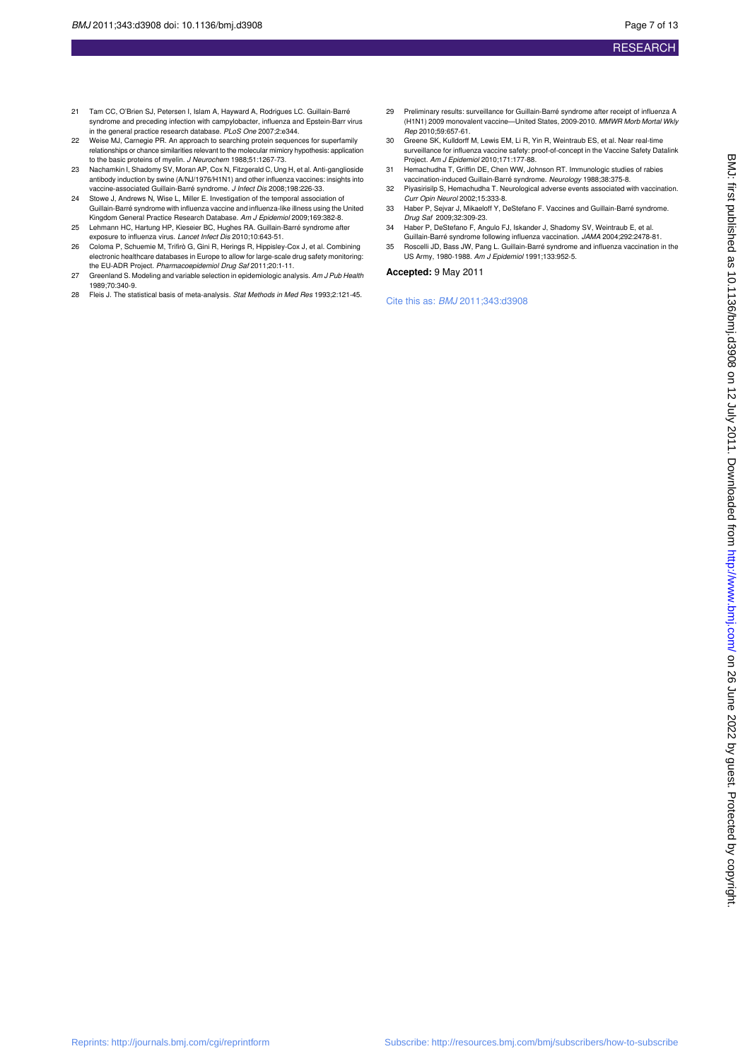21 Tam CC, O'Brien SJ, Petersen I, Islam A, Hayward A, Rodrigues LC. Guillain-Barré syndrome and preceding infection with campylobacter, influenza and Epstein-Barr virus in the general practice research database. *PLoS One* 2007;2:e344.

22 Weise MJ, Carnegie PR. An approach to searching protein sequences for superfamily relationships or chance similarities relevant to the molecular mimicry hypothesis: application to the basic proteins of myelin. *J Neurochem* 1988;51:1267-73.

23 Nachamkin I, Shadomy SV, Moran AP, Cox N, Fitzgerald C, Ung H, et al. Anti-ganglioside antibody induction by swine (A/NJ/1976/H1N1) and other influenza vaccines: insights into vaccine-associated Guillain-Barré syndrome. *J Infect Dis* 2008;198:226-33.

24 Stowe J, Andrews N, Wise L, Miller E. Investigation of the temporal association of Guillain-Barré syndrome with influenza vaccine and influenza-like illness using the United Kingdom General Practice Research Database. *Am J Epidemiol* 2009;169:382-8.

25 Lehmann HC, Hartung HP, Kieseier BC, Hughes RA. Guillain-Barré syndrome after exposure to influenza virus. *Lancet Infect Dis* 2010;10:643-51.

26 Coloma P, Schuemie M, Trifirò G, Gini R, Herings R, Hippisley-Cox J, et al. Combining electronic healthcare databases in Europe to allow for large-scale drug safety monitoring: the EU-ADR Project. *Pharmacoepidemiol Drug Saf* 2011;20:1-11.

27 Greenland S. Modeling and variable selection in epidemiologic analysis. *Am J Pub Health* 1989;70:340-9.

28 Fleis J. The statistical basis of meta-analysis. *Stat Methods in Med Res* 1993;2:121-45.

29 Preliminary results: surveillance for Guillain-Barré syndrome after receipt of influenza A (H1N1) 2009 monovalent vaccine—United States, 2009-2010. *MMWR Morb Mortal Wkly Rep* 2010;59:657-61.

30 Greene SK, Kulldorff M, Lewis EM, Li R, Yin R, Weintraub ES, et al. Near real-time surveillance for influenza vaccine safety: proof-of-concept in the Vaccine Safety Datalink Project. *Am J Epidemiol* 2010;171:177-88.

31 Hemachudha T, Griffin DE, Chen WW, Johnson RT. Immunologic studies of rabies vaccination-induced Guillain-Barré syndrome. *Neurology* 1988;38:375-8.

32 Piyasirisilp S, Hemachudha T. Neurological adverse events associated with vaccination. *Curr Opin Neurol* 2002;15:333-8.

33 Haber P, Sejvar J, Mikaeloff Y, DeStefano F. Vaccines and Guillain-Barré syndrome. *Drug Saf* 2009;32:309-23.

34 Haber P, DeStefano F, Angulo FJ, Iskander J, Shadomy SV, Weintraub E, et al. Guillain-Barré syndrome following influenza vaccination. *JAMA* 2004;292:2478-81.

35 Roscelli JD, Bass JW, Pang L. Guillain-Barré syndrome and influenza vaccination in the US Army, 1980-1988. *Am J Epidemiol* 1991;133:952-5.

**Accepted:** 9 May 2011

Cite this as: *BMJ* 2011;343:d3908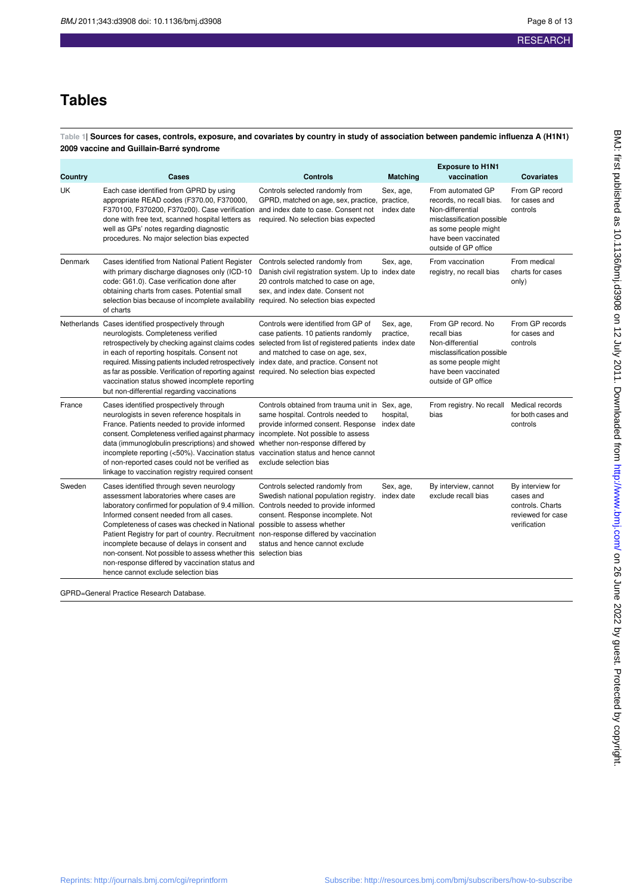# Tables

**Table 1| Sources for cases, controls, exposure, and covariates by country in study of association between pandemic influenza A (H1N1) 2009 vaccine and Guillain-Barré syndrome**

| Country | Cases | Controls | Matching | Exposure to H1N1 vaccination | Covariates |
|---|---|---|---|---|---|
| UK | Each case identified from GPRD by using appropriate READ codes (F370.00, F370000, F370100, F370200, F370z00). Case verification done with free text, scanned hospital letters as well as GPs' notes regarding diagnostic procedures. No major selection bias expected | Controls selected randomly from GPRD, matched on age, sex, practice, and index date to case. Consent not required. No selection bias expected | Sex, age, practice, index date | From automated GP records, no recall bias. Non-differential misclassification possible as some people might have been vaccinated outside of GP office | From GP record for cases and controls |
| Denmark | Cases identified from National Patient Register with primary discharge diagnoses only (ICD-10 code: G61.0). Case verification done after obtaining charts from cases. Potential small selection bias because of incomplete availability of charts | Controls selected randomly from Danish civil registration system. Up to 20 controls matched to case on age, sex, and index date. Consent not required. No selection bias expected | Sex, age, index date | From vaccination registry, no recall bias | From medical charts for cases only) |
| Netherlands | Cases identified prospectively through neurologists. Completeness verified retrospectively by checking against claims codes in each of reporting hospitals. Consent not required. Missing patients included retrospectively as far as possible. Verification of reporting against vaccination status showed incomplete reporting but non-differential regarding vaccinations | Controls were identified from GP of case patients. 10 patients randomly selected from list of registered patients and matched to case on age, sex, index date, and practice. Consent not required. No selection bias expected | Sex, age, practice, index date | From GP record. No recall bias Non-differential misclassification possible as some people might have been vaccinated outside of GP office | From GP records for cases and controls |
| France | Cases identified prospectively through neurologists in seven reference hospitals in France. Patients needed to provide informed consent. Completeness verified against pharmacy data (immunoglobulin prescriptions) and showed incomplete reporting (<50%). Vaccination status of non-reported cases could not be verified as linkage to vaccination registry required consent | Controls obtained from trauma unit in same hospital. Controls needed to provide informed consent. Response incomplete. Not possible to assess whether non-response differed by vaccination status and hence cannot exclude selection bias | Sex, age, hospital, index date | From registry. No recall bias | Medical records for both cases and controls |
| Sweden | Cases identified through seven neurology assessment laboratories where cases are laboratory confirmed for population of 9.4 million. Informed consent needed from all cases. Completeness of cases was checked in National Patient Registry for part of country. Recruitment incomplete because of delays in consent and non-consent. Not possible to assess whether this non-response differed by vaccination status and hence cannot exclude selection bias | Controls selected randomly from Swedish national population registry. Controls needed to provide informed consent. Response incomplete. Not possible to assess whether non-response differed by vaccination status and hence cannot exclude selection bias | Sex, age, index date | By interview, cannot exclude recall bias | By interview for cases and controls. Charts reviewed for case verification |

GPRD=General Practice Research Database.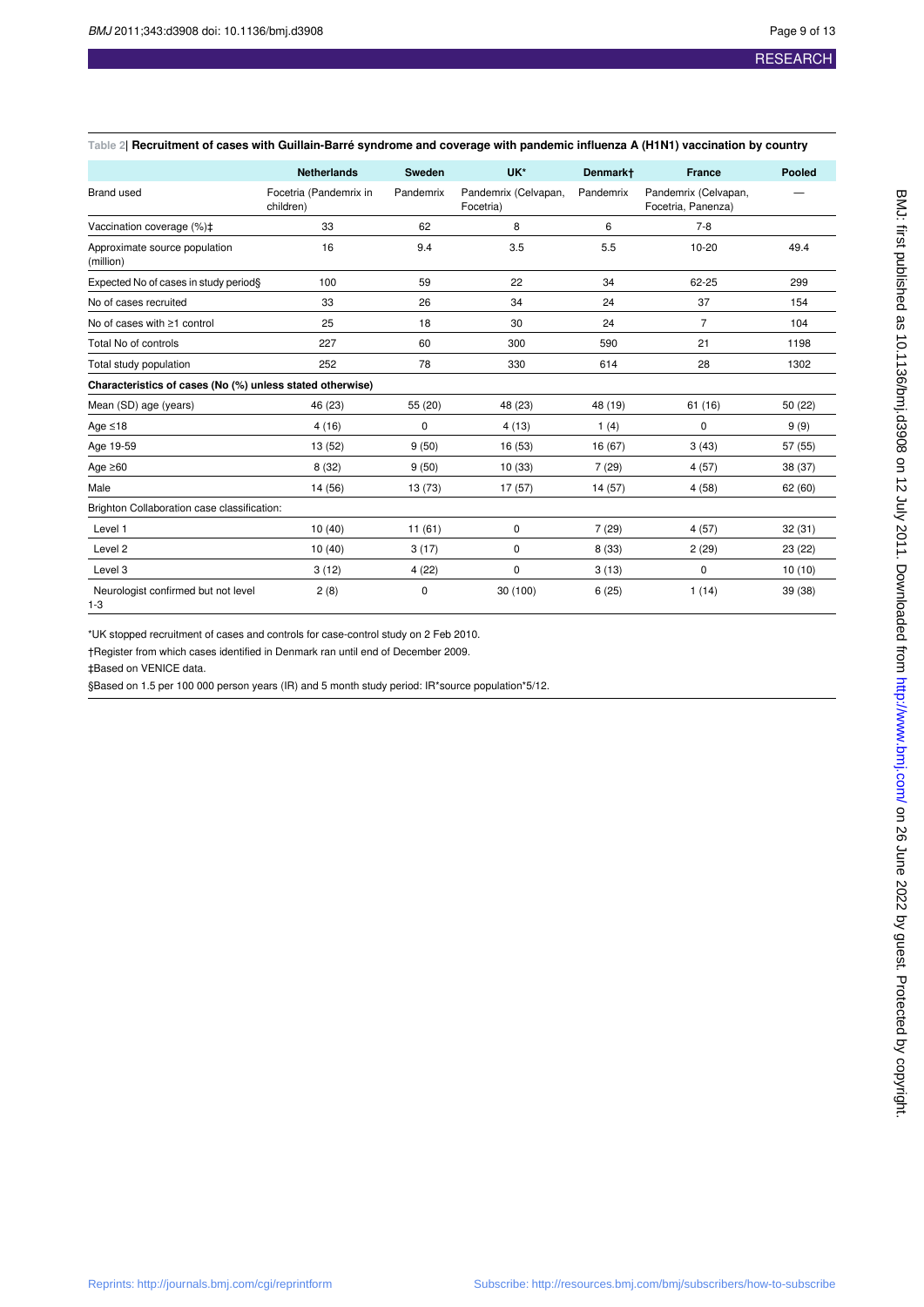Table 2| **Recruitment of cases with Guillain-Barré syndrome and coverage with pandemic influenza A (H1N1) vaccination by country**

| | Netherlands | Sweden | UK* | Denmark† | France | Pooled |
|---|---|---|---|---|---|---|
| Brand used | Focetria (Pandemrix in children) | Pandemrix | Pandemrix (Celvapan, Focetria) | Pandemrix | Pandemrix (Celvapan, Focetria, Panenza) | — |
| Vaccination coverage (%)‡ | 33 | 62 | 8 | 6 | 7-8 | |
| Approximate source population (million) | 16 | 9.4 | 3.5 | 5.5 | 10-20 | 49.4 |
| Expected No of cases in study period§ | 100 | 59 | 22 | 34 | 62-25 | 299 |
| No of cases recruited | 33 | 26 | 34 | 24 | 37 | 154 |
| No of cases with ≥1 control | 25 | 18 | 30 | 24 | 7 | 104 |
| Total No of controls | 227 | 60 | 300 | 590 | 21 | 1198 |
| Total study population | 252 | 78 | 330 | 614 | 28 | 1302 |
| **Characteristics of cases (No (%) unless stated otherwise)** | | | | | | |
| Mean (SD) age (years) | 46 (23) | 55 (20) | 48 (23) | 48 (19) | 61 (16) | 50 (22) |
| Age ≤18 | 4 (16) | 0 | 4 (13) | 1 (4) | 0 | 9 (9) |
| Age 19-59 | 13 (52) | 9 (50) | 16 (53) | 16 (67) | 3 (43) | 57 (55) |
| Age ≥60 | 8 (32) | 9 (50) | 10 (33) | 7 (29) | 4 (57) | 38 (37) |
| Male | 14 (56) | 13 (73) | 17 (57) | 14 (57) | 4 (58) | 62 (60) |
| Brighton Collaboration case classification: | | | | | | |
| Level 1 | 10 (40) | 11 (61) | 0 | 7 (29) | 4 (57) | 32 (31) |
| Level 2 | 10 (40) | 3 (17) | 0 | 8 (33) | 2 (29) | 23 (22) |
| Level 3 | 3 (12) | 4 (22) | 0 | 3 (13) | 0 | 10 (10) |
| Neurologist confirmed but not level 1-3 | 2 (8) | 0 | 30 (100) | 6 (25) | 1 (14) | 39 (38) |

*UK stopped recruitment of cases and controls for case-control study on 2 Feb 2010.

†Register from which cases identified in Denmark ran until end of December 2009.

‡Based on VENICE data.

§Based on 1.5 per 100 000 person years (IR) and 5 month study period: IR*source population*5/12.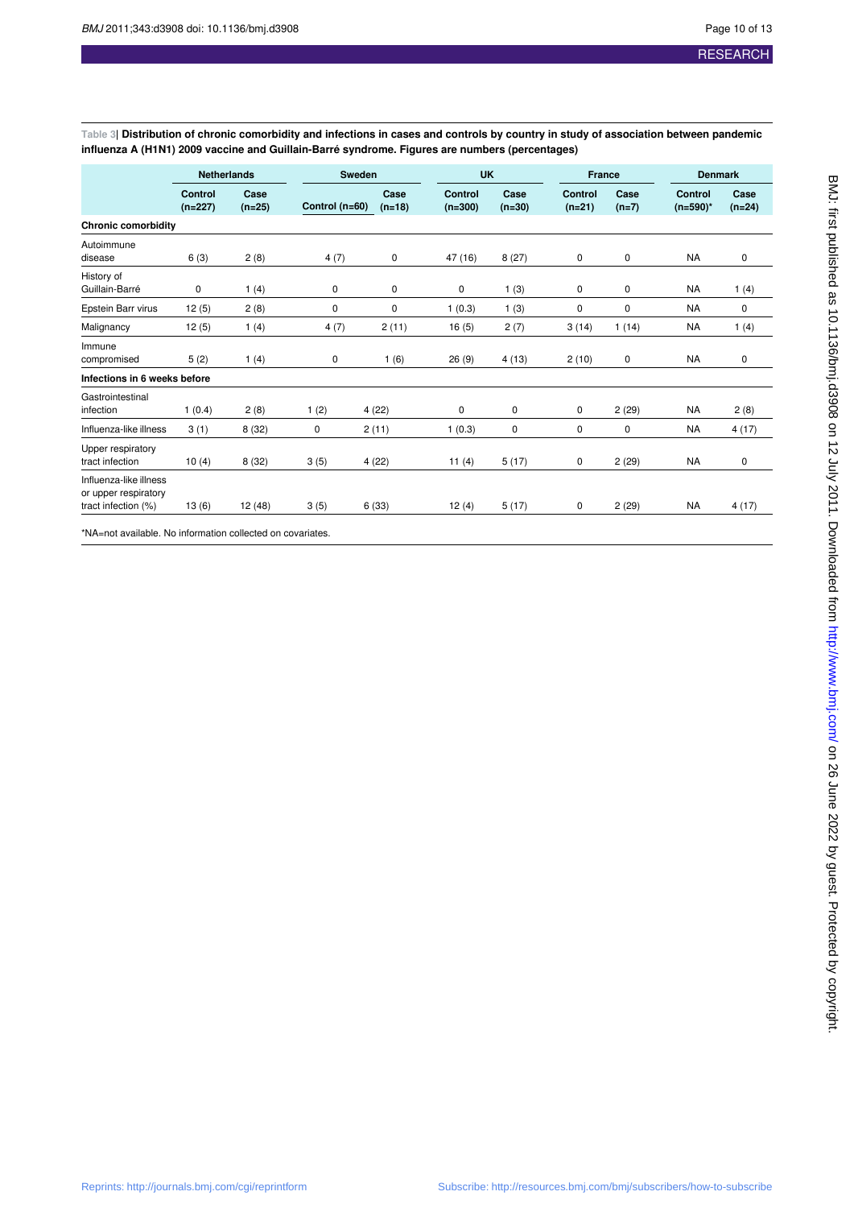**Table 3| Distribution of chronic comorbidity and infections in cases and controls by country in study of association between pandemic influenza A (H1N1) 2009 vaccine and Guillain-Barré syndrome. Figures are numbers (percentages)**

| | Netherlands | | Sweden | | UK | | France | | Denmark | |
|---|---|---|---|---|---|---|---|---|---|---|
| | Control (n=227) | Case (n=25) | Control (n=60) | Case (n=18) | Control (n=300) | Case (n=30) | Control (n=21) | Case (n=7) | Control (n=590)* | Case (n=24) |
| **Chronic comorbidity** | | | | | | | | | | |
| Autoimmune disease | 6 (3) | 2 (8) | 4 (7) | 0 | 47 (16) | 8 (27) | 0 | 0 | NA | 0 |
| History of Guillain-Barré | 0 | 1 (4) | 0 | 0 | 0 | 1 (3) | 0 | 0 | NA | 1 (4) |
| Epstein Barr virus | 12 (5) | 2 (8) | 0 | 0 | 1 (0.3) | 1 (3) | 0 | 0 | NA | 0 |
| Malignancy | 12 (5) | 1 (4) | 4 (7) | 2 (11) | 16 (5) | 2 (7) | 3 (14) | 1 (14) | NA | 1 (4) |
| Immune compromised | 5 (2) | 1 (4) | 0 | 1 (6) | 26 (9) | 4 (13) | 2 (10) | 0 | NA | 0 |
| **Infections in 6 weeks before** | | | | | | | | | | |
| Gastrointestinal infection | 1 (0.4) | 2 (8) | 1 (2) | 4 (22) | 0 | 0 | 0 | 2 (29) | NA | 2 (8) |
| Influenza-like illness | 3 (1) | 8 (32) | 0 | 2 (11) | 1 (0.3) | 0 | 0 | 0 | NA | 4 (17) |
| Upper respiratory tract infection | 10 (4) | 8 (32) | 3 (5) | 4 (22) | 11 (4) | 5 (17) | 0 | 2 (29) | NA | 0 |
| Influenza-like illness or upper respiratory tract infection (%) | 13 (6) | 12 (48) | 3 (5) | 6 (33) | 12 (4) | 5 (17) | 0 | 2 (29) | NA | 4 (17) |

*NA=not available. No information collected on covariates.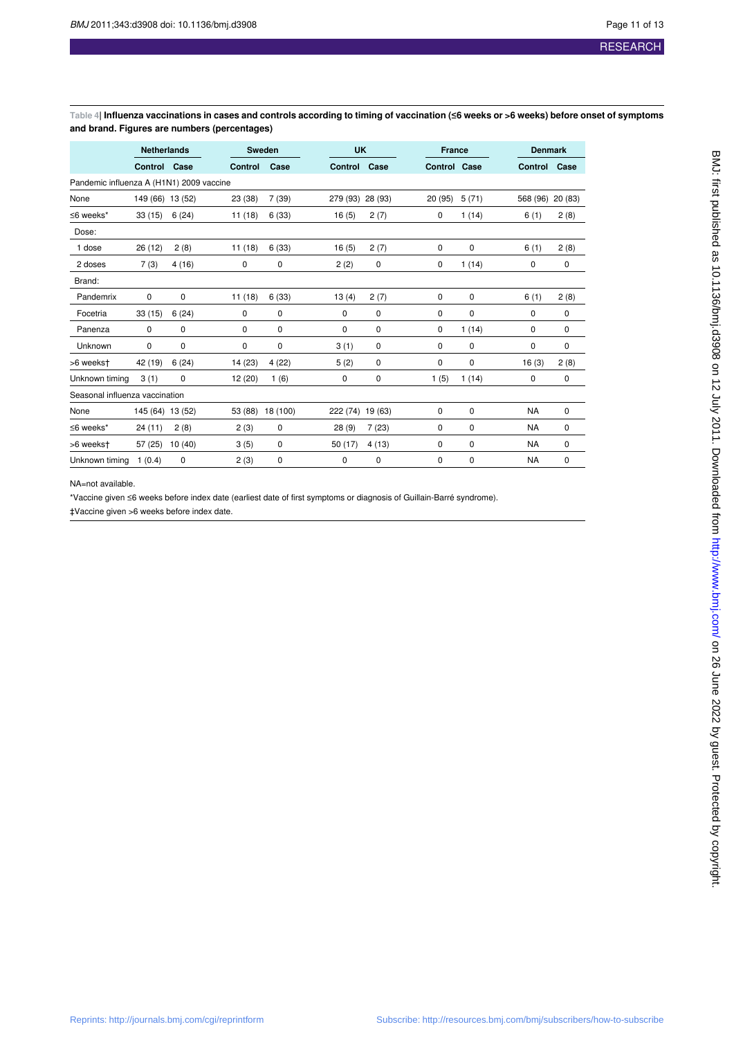**Table 4| Influenza vaccinations in cases and controls according to timing of vaccination (≤6 weeks or >6 weeks) before onset of symptoms and brand. Figures are numbers (percentages)**

| | Netherlands | | Sweden | | UK | | France | | Denmark | |
|---|---|---|---|---|---|---|---|---|---|---|
| | Control | Case | Control | Case | Control | Case | Control | Case | Control | Case |
| Pandemic influenza A (H1N1) 2009 vaccine | | | | | | | | | | |
| None | 149 (66) | 13 (52) | 23 (38) | 7 (39) | 279 (93) | 28 (93) | 20 (95) | 5 (71) | 568 (96) | 20 (83) |
| ≤6 weeks* | 33 (15) | 6 (24) | 11 (18) | 6 (33) | 16 (5) | 2 (7) | 0 | 1 (14) | 6 (1) | 2 (8) |
| Dose: | | | | | | | | | | |
| 1 dose | 26 (12) | 2 (8) | 11 (18) | 6 (33) | 16 (5) | 2 (7) | 0 | 0 | 6 (1) | 2 (8) |
| 2 doses | 7 (3) | 4 (16) | 0 | 0 | 2 (2) | 0 | 0 | 1 (14) | 0 | 0 |
| Brand: | | | | | | | | | | |
| Pandemrix | 0 | 0 | 11 (18) | 6 (33) | 13 (4) | 2 (7) | 0 | 0 | 6 (1) | 2 (8) |
| Focetria | 33 (15) | 6 (24) | 0 | 0 | 0 | 0 | 0 | 0 | 0 | 0 |
| Panenza | 0 | 0 | 0 | 0 | 0 | 0 | 0 | 1 (14) | 0 | 0 |
| Unknown | 0 | 0 | 0 | 0 | 3 (1) | 0 | 0 | 0 | 0 | 0 |
| >6 weeks† | 42 (19) | 6 (24) | 14 (23) | 4 (22) | 5 (2) | 0 | 0 | 0 | 16 (3) | 2 (8) |
| Unknown timing | 3 (1) | 0 | 12 (20) | 1 (6) | 0 | 0 | 1 (5) | 1 (14) | 0 | 0 |
| Seasonal influenza vaccination | | | | | | | | | | |
| None | 145 (64) | 13 (52) | 53 (88) | 18 (100) | 222 (74) | 19 (63) | 0 | 0 | NA | 0 |
| ≤6 weeks* | 24 (11) | 2 (8) | 2 (3) | 0 | 28 (9) | 7 (23) | 0 | 0 | NA | 0 |
| >6 weeks† | 57 (25) | 10 (40) | 3 (5) | 0 | 50 (17) | 4 (13) | 0 | 0 | NA | 0 |
| Unknown timing | 1 (0.4) | 0 | 2 (3) | 0 | 0 | 0 | 0 | 0 | NA | 0 |

NA=not available.

*Vaccine given ≤6 weeks before index date (earliest date of first symptoms or diagnosis of Guillain-Barré syndrome).

‡Vaccine given >6 weeks before index date.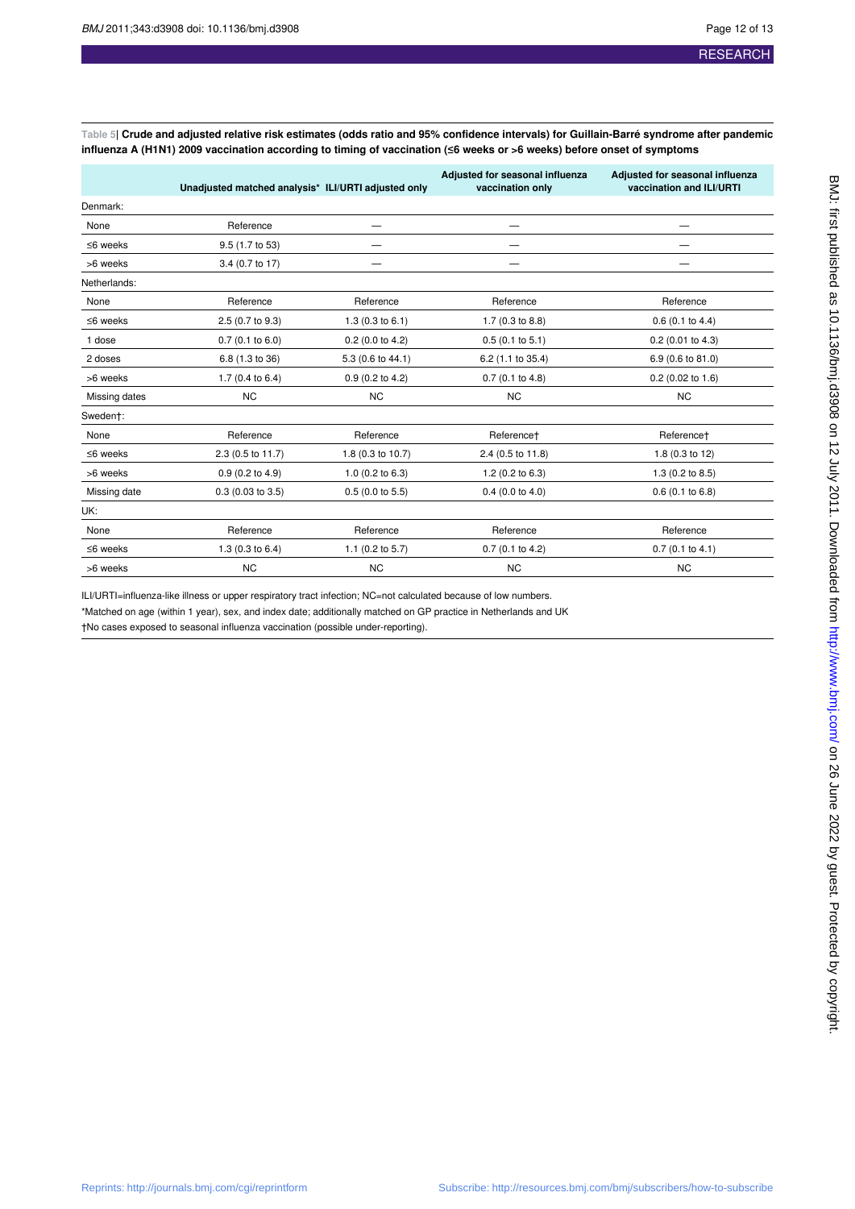**Table 5| Crude and adjusted relative risk estimates (odds ratio and 95% confidence intervals) for Guillain-Barré syndrome after pandemic influenza A (H1N1) 2009 vaccination according to timing of vaccination (≤6 weeks or >6 weeks) before onset of symptoms**

| | Unadjusted matched analysis* | ILI/URTI adjusted only | Adjusted for seasonal influenza vaccination only | Adjusted for seasonal influenza vaccination and ILI/URTI |
|---|---|---|---|---|
| Denmark: | | | | |
| None | Reference | — | — | — |
| ≤6 weeks | 9.5 (1.7 to 53) | — | — | — |
| >6 weeks | 3.4 (0.7 to 17) | — | — | — |
| Netherlands: | | | | |
| None | Reference | Reference | Reference | Reference |
| ≤6 weeks | 2.5 (0.7 to 9.3) | 1.3 (0.3 to 6.1) | 1.7 (0.3 to 8.8) | 0.6 (0.1 to 4.4) |
| 1 dose | 0.7 (0.1 to 6.0) | 0.2 (0.0 to 4.2) | 0.5 (0.1 to 5.1) | 0.2 (0.01 to 4.3) |
| 2 doses | 6.8 (1.3 to 36) | 5.3 (0.6 to 44.1) | 6.2 (1.1 to 35.4) | 6.9 (0.6 to 81.0) |
| >6 weeks | 1.7 (0.4 to 6.4) | 0.9 (0.2 to 4.2) | 0.7 (0.1 to 4.8) | 0.2 (0.02 to 1.6) |
| Missing dates | NC | NC | NC | NC |
| Sweden†: | | | | |
| None | Reference | Reference | Reference† | Reference† |
| ≤6 weeks | 2.3 (0.5 to 11.7) | 1.8 (0.3 to 10.7) | 2.4 (0.5 to 11.8) | 1.8 (0.3 to 12) |
| >6 weeks | 0.9 (0.2 to 4.9) | 1.0 (0.2 to 6.3) | 1.2 (0.2 to 6.3) | 1.3 (0.2 to 8.5) |
| Missing date | 0.3 (0.03 to 3.5) | 0.5 (0.0 to 5.5) | 0.4 (0.0 to 4.0) | 0.6 (0.1 to 6.8) |
| UK: | | | | |
| None | Reference | Reference | Reference | Reference |
| ≤6 weeks | 1.3 (0.3 to 6.4) | 1.1 (0.2 to 5.7) | 0.7 (0.1 to 4.2) | 0.7 (0.1 to 4.1) |
| >6 weeks | NC | NC | NC | NC |

ILI/URTI=influenza-like illness or upper respiratory tract infection; NC=not calculated because of low numbers.

*Matched on age (within 1 year), sex, and index date; additionally matched on GP practice in Netherlands and UK

†No cases exposed to seasonal influenza vaccination (possible under-reporting).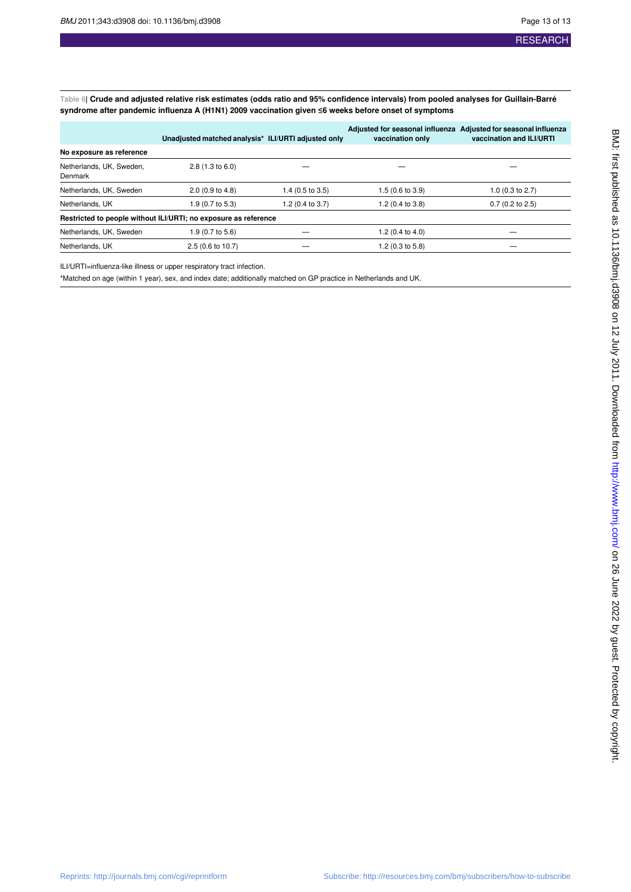**Table 6| Crude and adjusted relative risk estimates (odds ratio and 95% confidence intervals) from pooled analyses for Guillain-Barré syndrome after pandemic influenza A (H1N1) 2009 vaccination given ≤6 weeks before onset of symptoms**

| | Unadjusted matched analysis* | ILI/URTI adjusted only | Adjusted for seasonal influenza vaccination only | Adjusted for seasonal influenza vaccination and ILI/URTI |
|---|---|---|---|---|
| **No exposure as reference** | | | | |
| Netherlands, UK, Sweden, Denmark | 2.8 (1.3 to 6.0) | — | — | — |
| Netherlands, UK, Sweden | 2.0 (0.9 to 4.8) | 1.4 (0.5 to 3.5) | 1.5 (0.6 to 3.9) | 1.0 (0.3 to 2.7) |
| Netherlands, UK | 1.9 (0.7 to 5.3) | 1.2 (0.4 to 3.7) | 1.2 (0.4 to 3.8) | 0.7 (0.2 to 2.5) |
| **Restricted to people without ILI/URTI; no exposure as reference** | | | | |
| Netherlands, UK, Sweden | 1.9 (0.7 to 5.6) | — | 1.2 (0.4 to 4.0) | — |
| Netherlands, UK | 2.5 (0.6 to 10.7) | — | 1.2 (0.3 to 5.8) | — |

ILI/URTI=influenza-like illness or upper respiratory tract infection.

*Matched on age (within 1 year), sex, and index date; additionally matched on GP practice in Netherlands and UK.